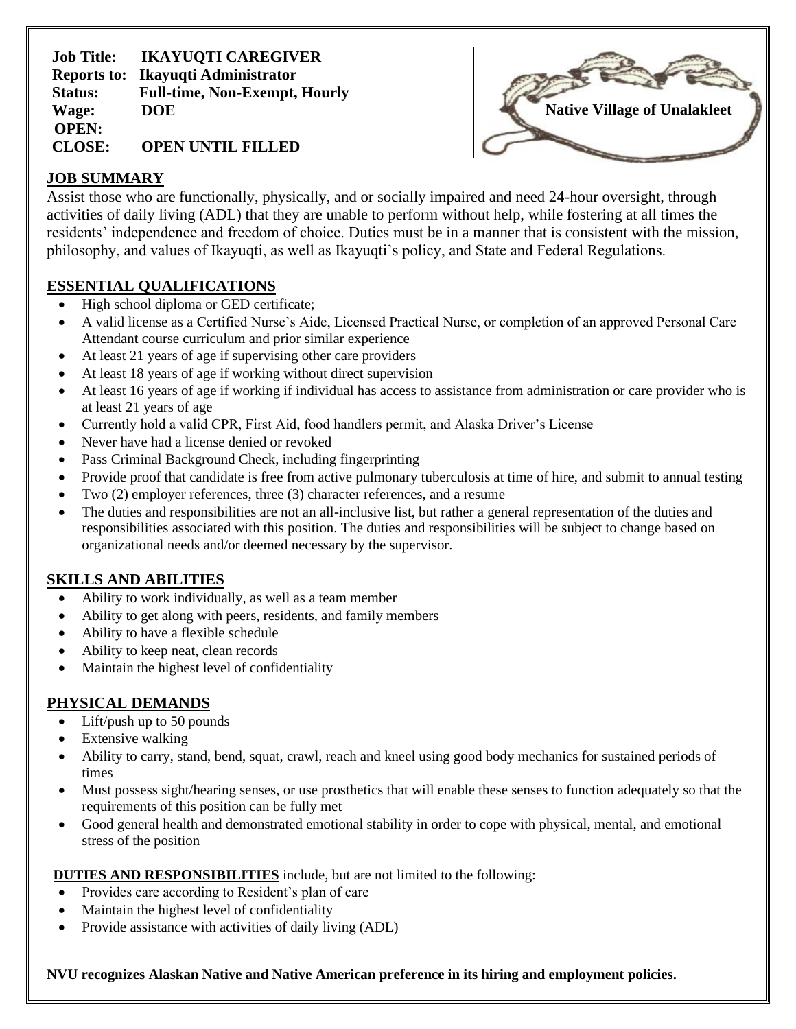| Job Title: | IKAYUQTI CAREGIVER |
|---|---|
| Reports to: | Ikayuqti Administrator |
| Status: | Full-time, Non-Exempt, Hourly |
| Wage: | DOE |
| OPEN: | |
| CLOSE: | OPEN UNTIL FILLED |

**Native Village of Unalakleet**

## JOB SUMMARY

Assist those who are functionally, physically, and or socially impaired and need 24-hour oversight, through activities of daily living (ADL) that they are unable to perform without help, while fostering at all times the residents' independence and freedom of choice. Duties must be in a manner that is consistent with the mission, philosophy, and values of Ikayuqti, as well as Ikayuqti's policy, and State and Federal Regulations.

## ESSENTIAL QUALIFICATIONS

- High school diploma or GED certificate;
- A valid license as a Certified Nurse's Aide, Licensed Practical Nurse, or completion of an approved Personal Care Attendant course curriculum and prior similar experience
- At least 21 years of age if supervising other care providers
- At least 18 years of age if working without direct supervision
- At least 16 years of age if working if individual has access to assistance from administration or care provider who is at least 21 years of age
- Currently hold a valid CPR, First Aid, food handlers permit, and Alaska Driver's License
- Never have had a license denied or revoked
- Pass Criminal Background Check, including fingerprinting
- Provide proof that candidate is free from active pulmonary tuberculosis at time of hire, and submit to annual testing
- Two (2) employer references, three (3) character references, and a resume
- The duties and responsibilities are not an all-inclusive list, but rather a general representation of the duties and responsibilities associated with this position. The duties and responsibilities will be subject to change based on organizational needs and/or deemed necessary by the supervisor.

## SKILLS AND ABILITIES

- Ability to work individually, as well as a team member
- Ability to get along with peers, residents, and family members
- Ability to have a flexible schedule
- Ability to keep neat, clean records
- Maintain the highest level of confidentiality

## PHYSICAL DEMANDS

- Lift/push up to 50 pounds
- Extensive walking
- Ability to carry, stand, bend, squat, crawl, reach and kneel using good body mechanics for sustained periods of times
- Must possess sight/hearing senses, or use prosthetics that will enable these senses to function adequately so that the requirements of this position can be fully met
- Good general health and demonstrated emotional stability in order to cope with physical, mental, and emotional stress of the position

**DUTIES AND RESPONSIBILITIES** include, but are not limited to the following:

- Provides care according to Resident's plan of care
- Maintain the highest level of confidentiality
- Provide assistance with activities of daily living (ADL)

**NVU recognizes Alaskan Native and Native American preference in its hiring and employment policies.**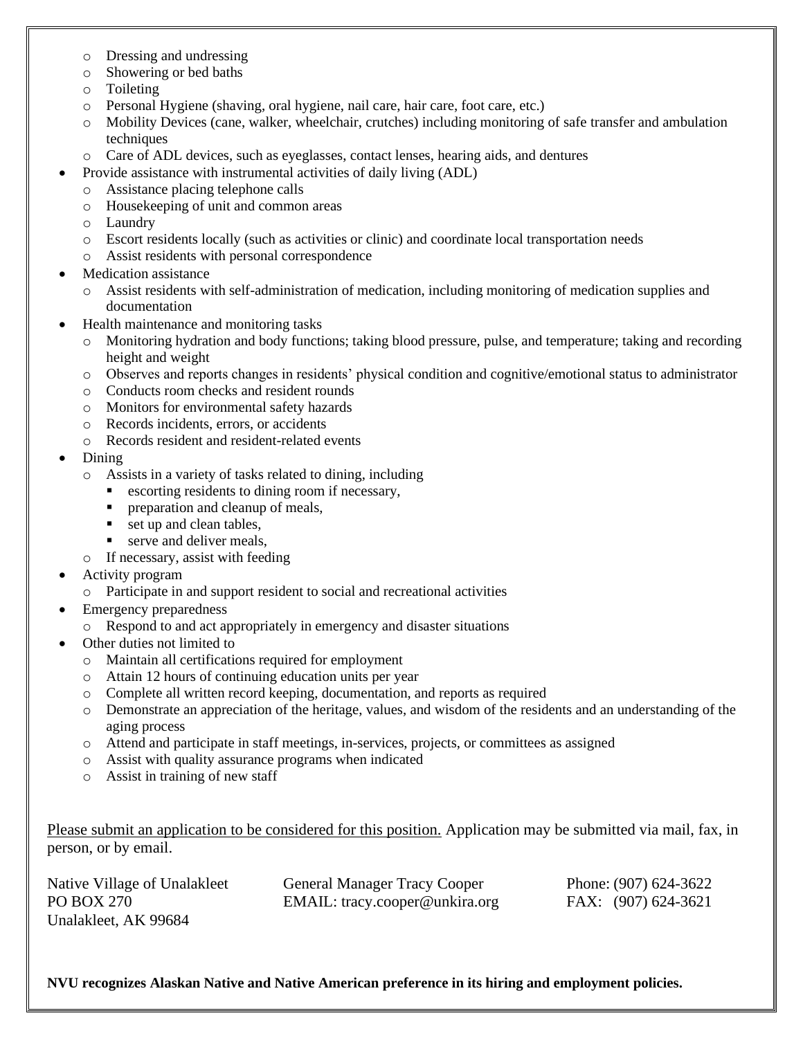- Dressing and undressing
  - Showering or bed baths
  - Toileting
  - Personal Hygiene (shaving, oral hygiene, nail care, hair care, foot care, etc.)
  - Mobility Devices (cane, walker, wheelchair, crutches) including monitoring of safe transfer and ambulation techniques
  - Care of ADL devices, such as eyeglasses, contact lenses, hearing aids, and dentures
- Provide assistance with instrumental activities of daily living (ADL)
  - Assistance placing telephone calls
  - Housekeeping of unit and common areas
  - Laundry
  - Escort residents locally (such as activities or clinic) and coordinate local transportation needs
  - Assist residents with personal correspondence
- Medication assistance
  - Assist residents with self-administration of medication, including monitoring of medication supplies and documentation
- Health maintenance and monitoring tasks
  - Monitoring hydration and body functions; taking blood pressure, pulse, and temperature; taking and recording height and weight
  - Observes and reports changes in residents' physical condition and cognitive/emotional status to administrator
  - Conducts room checks and resident rounds
  - Monitors for environmental safety hazards
  - Records incidents, errors, or accidents
  - Records resident and resident-related events
- Dining
  - Assists in a variety of tasks related to dining, including
    - escorting residents to dining room if necessary,
    - preparation and cleanup of meals,
    - set up and clean tables,
    - serve and deliver meals,
  - If necessary, assist with feeding
- Activity program
  - Participate in and support resident to social and recreational activities
- Emergency preparedness
  - Respond to and act appropriately in emergency and disaster situations
- Other duties not limited to
  - Maintain all certifications required for employment
  - Attain 12 hours of continuing education units per year
  - Complete all written record keeping, documentation, and reports as required
  - Demonstrate an appreciation of the heritage, values, and wisdom of the residents and an understanding of the aging process
  - Attend and participate in staff meetings, in-services, projects, or committees as assigned
  - Assist with quality assurance programs when indicated
  - Assist in training of new staff

<u>Please submit an application to be considered for this position.</u> Application may be submitted via mail, fax, in person, or by email.

Native Village of Unalakleet
PO BOX 270
Unalakleet, AK 99684

General Manager Tracy Cooper
EMAIL: tracy.cooper@unkira.org

Phone: (907) 624-3622
FAX: (907) 624-3621

**NVU recognizes Alaskan Native and Native American preference in its hiring and employment policies.**